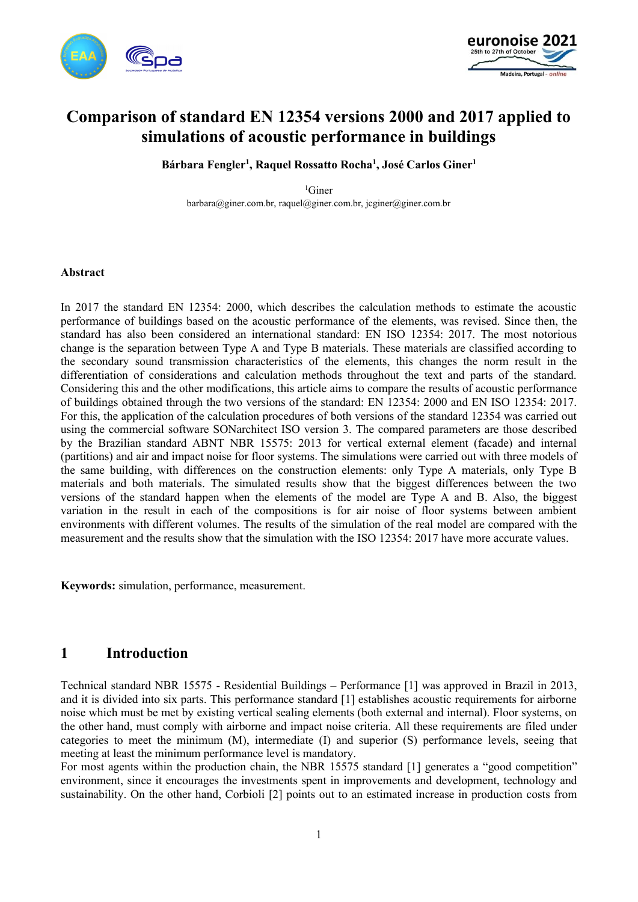# Comparison of standard EN 12354 versions 2000 and 2017 applied to simulations of acoustic performance in buildings

**Bárbara Fengler[1], Raquel Rossatto Rocha[1], José Carlos Giner[1]**

[1]Giner
barbara@giner.com.br, raquel@giner.com.br, jcginer@giner.com.br

### Abstract

In 2017 the standard EN 12354: 2000, which describes the calculation methods to estimate the acoustic performance of buildings based on the acoustic performance of the elements, was revised. Since then, the standard has also been considered an international standard: EN ISO 12354: 2017. The most notorious change is the separation between Type A and Type B materials. These materials are classified according to the secondary sound transmission characteristics of the elements, this changes the norm result in the differentiation of considerations and calculation methods throughout the text and parts of the standard. Considering this and the other modifications, this article aims to compare the results of acoustic performance of buildings obtained through the two versions of the standard: EN 12354: 2000 and EN ISO 12354: 2017. For this, the application of the calculation procedures of both versions of the standard 12354 was carried out using the commercial software SONarchitect ISO version 3. The compared parameters are those described by the Brazilian standard ABNT NBR 15575: 2013 for vertical external element (facade) and internal (partitions) and air and impact noise for floor systems. The simulations were carried out with three models of the same building, with differences on the construction elements: only Type A materials, only Type B materials and both materials. The simulated results show that the biggest differences between the two versions of the standard happen when the elements of the model are Type A and B. Also, the biggest variation in the result in each of the compositions is for air noise of floor systems between ambient environments with different volumes. The results of the simulation of the real model are compared with the measurement and the results show that the simulation with the ISO 12354: 2017 have more accurate values.

**Keywords:** simulation, performance, measurement.

## 1 Introduction

Technical standard NBR 15575 - Residential Buildings – Performance [1] was approved in Brazil in 2013, and it is divided into six parts. This performance standard [1] establishes acoustic requirements for airborne noise which must be met by existing vertical sealing elements (both external and internal). Floor systems, on the other hand, must comply with airborne and impact noise criteria. All these requirements are filed under categories to meet the minimum (M), intermediate (I) and superior (S) performance levels, seeing that meeting at least the minimum performance level is mandatory.

For most agents within the production chain, the NBR 15575 standard [1] generates a "good competition" environment, since it encourages the investments spent in improvements and development, technology and sustainability. On the other hand, Corbioli [2] points out to an estimated increase in production costs from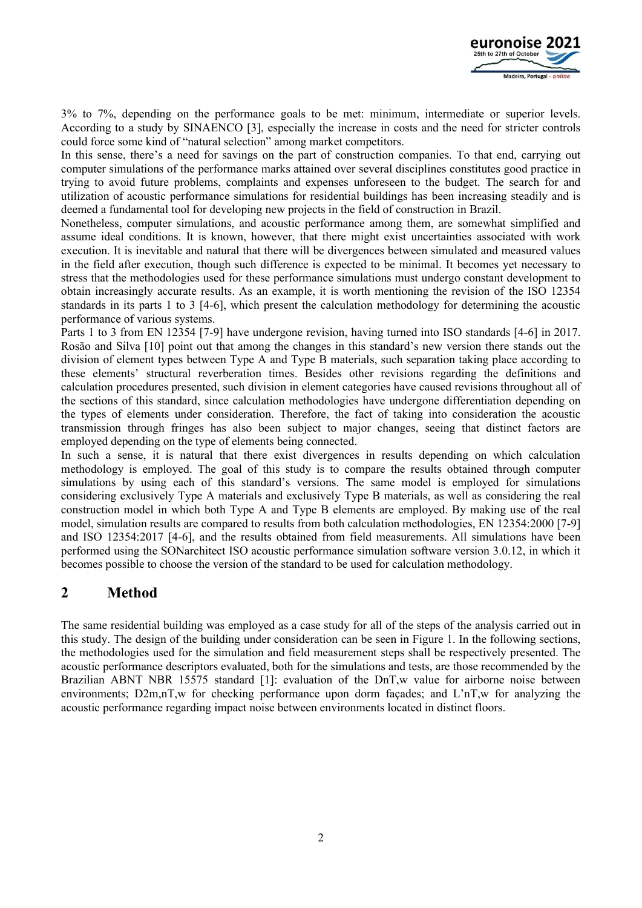3% to 7%, depending on the performance goals to be met: minimum, intermediate or superior levels. According to a study by SINAENCO [3], especially the increase in costs and the need for stricter controls could force some kind of "natural selection" among market competitors.

In this sense, there's a need for savings on the part of construction companies. To that end, carrying out computer simulations of the performance marks attained over several disciplines constitutes good practice in trying to avoid future problems, complaints and expenses unforeseen to the budget. The search for and utilization of acoustic performance simulations for residential buildings has been increasing steadily and is deemed a fundamental tool for developing new projects in the field of construction in Brazil.

Nonetheless, computer simulations, and acoustic performance among them, are somewhat simplified and assume ideal conditions. It is known, however, that there might exist uncertainties associated with work execution. It is inevitable and natural that there will be divergences between simulated and measured values in the field after execution, though such difference is expected to be minimal. It becomes yet necessary to stress that the methodologies used for these performance simulations must undergo constant development to obtain increasingly accurate results. As an example, it is worth mentioning the revision of the ISO 12354 standards in its parts 1 to 3 [4-6], which present the calculation methodology for determining the acoustic performance of various systems.

Parts 1 to 3 from EN 12354 [7-9] have undergone revision, having turned into ISO standards [4-6] in 2017. Rosão and Silva [10] point out that among the changes in this standard's new version there stands out the division of element types between Type A and Type B materials, such separation taking place according to these elements' structural reverberation times. Besides other revisions regarding the definitions and calculation procedures presented, such division in element categories have caused revisions throughout all of the sections of this standard, since calculation methodologies have undergone differentiation depending on the types of elements under consideration. Therefore, the fact of taking into consideration the acoustic transmission through fringes has also been subject to major changes, seeing that distinct factors are employed depending on the type of elements being connected.

In such a sense, it is natural that there exist divergences in results depending on which calculation methodology is employed. The goal of this study is to compare the results obtained through computer simulations by using each of this standard's versions. The same model is employed for simulations considering exclusively Type A materials and exclusively Type B materials, as well as considering the real construction model in which both Type A and Type B elements are employed. By making use of the real model, simulation results are compared to results from both calculation methodologies, EN 12354:2000 [7-9] and ISO 12354:2017 [4-6], and the results obtained from field measurements. All simulations have been performed using the SONarchitect ISO acoustic performance simulation software version 3.0.12, in which it becomes possible to choose the version of the standard to be used for calculation methodology.

## 2 Method

The same residential building was employed as a case study for all of the steps of the analysis carried out in this study. The design of the building under consideration can be seen in Figure 1. In the following sections, the methodologies used for the simulation and field measurement steps shall be respectively presented. The acoustic performance descriptors evaluated, both for the simulations and tests, are those recommended by the Brazilian ABNT NBR 15575 standard [1]: evaluation of the $D_{nT,w}$ value for airborne noise between environments; $D_{2m,nT,w}$ for checking performance upon dorm façades; and $L'_{nT,w}$ for analyzing the acoustic performance regarding impact noise between environments located in distinct floors.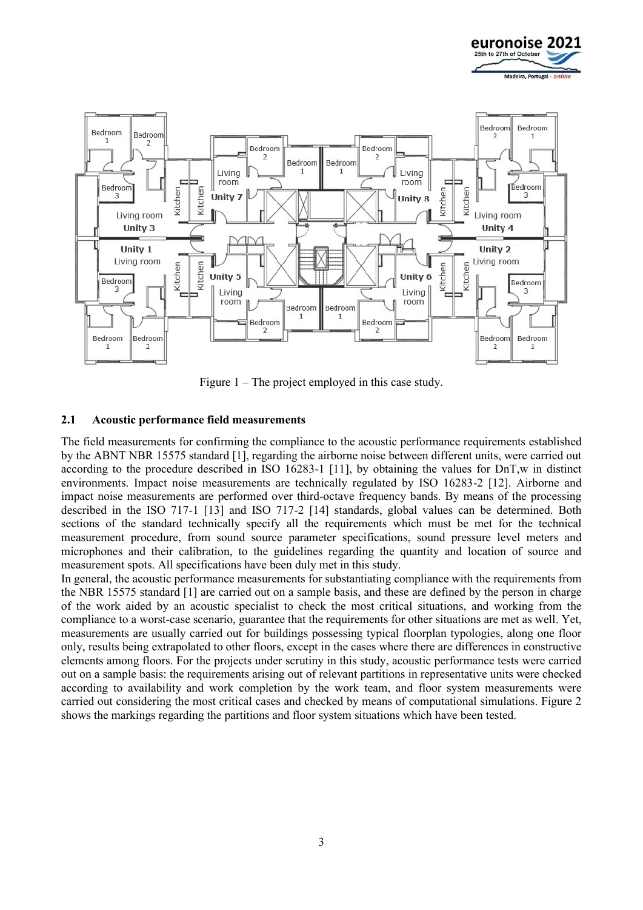Figure 1 – The project employed in this case study.

### 2.1 Acoustic performance field measurements

The field measurements for confirming the compliance to the acoustic performance requirements established by the ABNT NBR 15575 standard [1], regarding the airborne noise between different units, were carried out according to the procedure described in ISO 16283-1 [11], by obtaining the values for DnT,w in distinct environments. Impact noise measurements are technically regulated by ISO 16283-2 [12]. Airborne and impact noise measurements are performed over third-octave frequency bands. By means of the processing described in the ISO 717-1 [13] and ISO 717-2 [14] standards, global values can be determined. Both sections of the standard technically specify all the requirements which must be met for the technical measurement procedure, from sound source parameter specifications, sound pressure level meters and microphones and their calibration, to the guidelines regarding the quantity and location of source and measurement spots. All specifications have been duly met in this study.

In general, the acoustic performance measurements for substantiating compliance with the requirements from the NBR 15575 standard [1] are carried out on a sample basis, and these are defined by the person in charge of the work aided by an acoustic specialist to check the most critical situations, and working from the compliance to a worst-case scenario, guarantee that the requirements for other situations are met as well. Yet, measurements are usually carried out for buildings possessing typical floorplan typologies, along one floor only, results being extrapolated to other floors, except in the cases where there are differences in constructive elements among floors. For the projects under scrutiny in this study, acoustic performance tests were carried out on a sample basis: the requirements arising out of relevant partitions in representative units were checked according to availability and work completion by the work team, and floor system measurements were carried out considering the most critical cases and checked by means of computational simulations. Figure 2 shows the markings regarding the partitions and floor system situations which have been tested.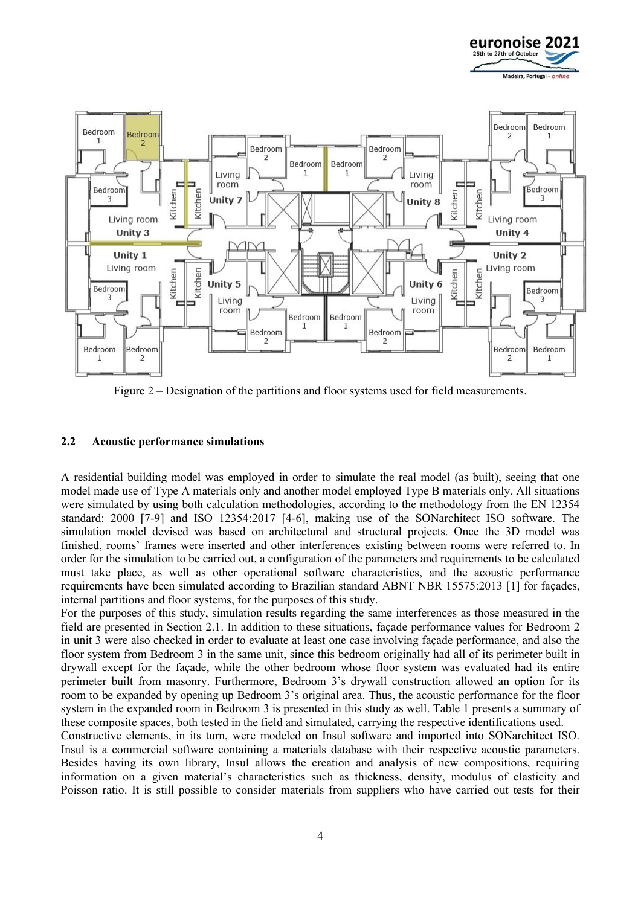Figure 2 – Designation of the partitions and floor systems used for field measurements.

### 2.2 Acoustic performance simulations

A residential building model was employed in order to simulate the real model (as built), seeing that one model made use of Type A materials only and another model employed Type B materials only. All situations were simulated by using both calculation methodologies, according to the methodology from the EN 12354 standard: 2000 [7-9] and ISO 12354:2017 [4-6], making use of the SONarchitect ISO software. The simulation model devised was based on architectural and structural projects. Once the 3D model was finished, rooms' frames were inserted and other interferences existing between rooms were referred to. In order for the simulation to be carried out, a configuration of the parameters and requirements to be calculated must take place, as well as other operational software characteristics, and the acoustic performance requirements have been simulated according to Brazilian standard ABNT NBR 15575:2013 [1] for façades, internal partitions and floor systems, for the purposes of this study.

For the purposes of this study, simulation results regarding the same interferences as those measured in the field are presented in Section 2.1. In addition to these situations, façade performance values for Bedroom 2 in unit 3 were also checked in order to evaluate at least one case involving façade performance, and also the floor system from Bedroom 3 in the same unit, since this bedroom originally had all of its perimeter built in drywall except for the façade, while the other bedroom whose floor system was evaluated had its entire perimeter built from masonry. Furthermore, Bedroom 3's drywall construction allowed an option for its room to be expanded by opening up Bedroom 3's original area. Thus, the acoustic performance for the floor system in the expanded room in Bedroom 3 is presented in this study as well. Table 1 presents a summary of these composite spaces, both tested in the field and simulated, carrying the respective identifications used.

Constructive elements, in its turn, were modeled on Insul software and imported into SONarchitect ISO. Insul is a commercial software containing a materials database with their respective acoustic parameters. Besides having its own library, Insul allows the creation and analysis of new compositions, requiring information on a given material's characteristics such as thickness, density, modulus of elasticity and Poisson ratio. It is still possible to consider materials from suppliers who have carried out tests for their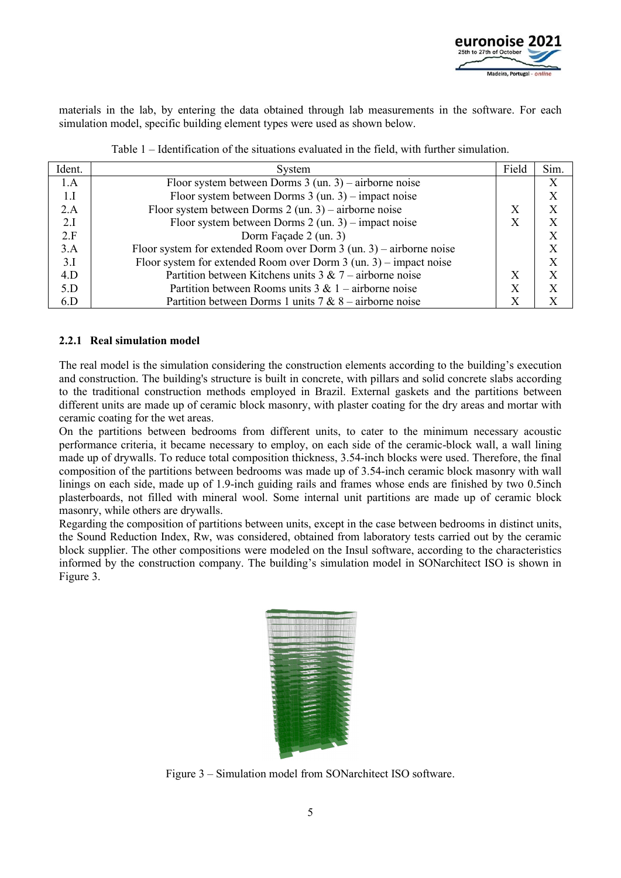materials in the lab, by entering the data obtained through lab measurements in the software. For each simulation model, specific building element types were used as shown below.

Table 1 – Identification of the situations evaluated in the field, with further simulation.

| Ident. | System | Field | Sim. |
|---|---|---|---|
| 1.A | Floor system between Dorms 3 (un. 3) – airborne noise | | X |
| 1.I | Floor system between Dorms 3 (un. 3) – impact noise | | X |
| 2.A | Floor system between Dorms 2 (un. 3) – airborne noise | X | X |
| 2.I | Floor system between Dorms 2 (un. 3) – impact noise | X | X |
| 2.F | Dorm Façade 2 (un. 3) | | X |
| 3.A | Floor system for extended Room over Dorm 3 (un. 3) – airborne noise | | X |
| 3.I | Floor system for extended Room over Dorm 3 (un. 3) – impact noise | | X |
| 4.D | Partition between Kitchens units 3 & 7 – airborne noise | X | X |
| 5.D | Partition between Rooms units 3 & 1 – airborne noise | X | X |
| 6.D | Partition between Dorms 1 units 7 & 8 – airborne noise | X | X |

### 2.2.1 Real simulation model

The real model is the simulation considering the construction elements according to the building's execution and construction. The building's structure is built in concrete, with pillars and solid concrete slabs according to the traditional construction methods employed in Brazil. External gaskets and the partitions between different units are made up of ceramic block masonry, with plaster coating for the dry areas and mortar with ceramic coating for the wet areas.

On the partitions between bedrooms from different units, to cater to the minimum necessary acoustic performance criteria, it became necessary to employ, on each side of the ceramic-block wall, a wall lining made up of drywalls. To reduce total composition thickness, 3.54-inch blocks were used. Therefore, the final composition of the partitions between bedrooms was made up of 3.54-inch ceramic block masonry with wall linings on each side, made up of 1.9-inch guiding rails and frames whose ends are finished by two 0.5inch plasterboards, not filled with mineral wool. Some internal unit partitions are made up of ceramic block masonry, while others are drywalls.

Regarding the composition of partitions between units, except in the case between bedrooms in distinct units, the Sound Reduction Index, Rw, was considered, obtained from laboratory tests carried out by the ceramic block supplier. The other compositions were modeled on the Insul software, according to the characteristics informed by the construction company. The building's simulation model in SONarchitect ISO is shown in Figure 3.

Figure 3 – Simulation model from SONarchitect ISO software.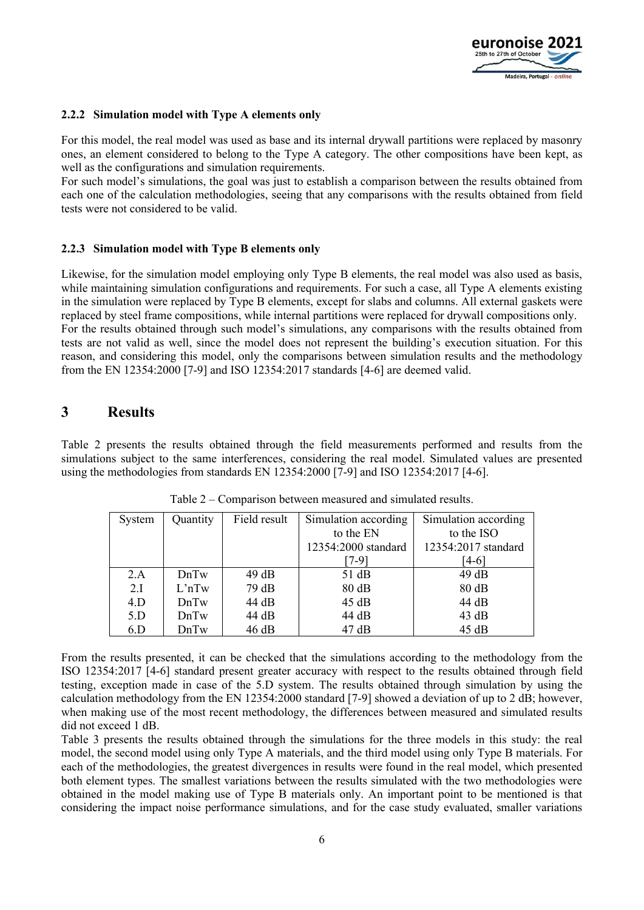#### 2.2.2 Simulation model with Type A elements only

For this model, the real model was used as base and its internal drywall partitions were replaced by masonry ones, an element considered to belong to the Type A category. The other compositions have been kept, as well as the configurations and simulation requirements.
For such model's simulations, the goal was just to establish a comparison between the results obtained from each one of the calculation methodologies, seeing that any comparisons with the results obtained from field tests were not considered to be valid.

#### 2.2.3 Simulation model with Type B elements only

Likewise, for the simulation model employing only Type B elements, the real model was also used as basis, while maintaining simulation configurations and requirements. For such a case, all Type A elements existing in the simulation were replaced by Type B elements, except for slabs and columns. All external gaskets were replaced by steel frame compositions, while internal partitions were replaced for drywall compositions only.
For the results obtained through such model's simulations, any comparisons with the results obtained from tests are not valid as well, since the model does not represent the building's execution situation. For this reason, and considering this model, only the comparisons between simulation results and the methodology from the EN 12354:2000 [7-9] and ISO 12354:2017 standards [4-6] are deemed valid.

## 3 Results

Table 2 presents the results obtained through the field measurements performed and results from the simulations subject to the same interferences, considering the real model. Simulated values are presented using the methodologies from standards EN 12354:2000 [7-9] and ISO 12354:2017 [4-6].

Table 2 – Comparison between measured and simulated results.

| System | Quantity | Field result | Simulation according to the EN 12354:2000 standard [7-9] | Simulation according to the ISO 12354:2017 standard [4-6] |
|---|---|---|---|---|
| 2.A | DnTw | 49 dB | 51 dB | 49 dB |
| 2.I | L'nTw | 79 dB | 80 dB | 80 dB |
| 4.D | DnTw | 44 dB | 45 dB | 44 dB |
| 5.D | DnTw | 44 dB | 44 dB | 43 dB |
| 6.D | DnTw | 46 dB | 47 dB | 45 dB |

From the results presented, it can be checked that the simulations according to the methodology from the ISO 12354:2017 [4-6] standard present greater accuracy with respect to the results obtained through field testing, exception made in case of the 5.D system. The results obtained through simulation by using the calculation methodology from the EN 12354:2000 standard [7-9] showed a deviation of up to 2 dB; however, when making use of the most recent methodology, the differences between measured and simulated results did not exceed 1 dB.
Table 3 presents the results obtained through the simulations for the three models in this study: the real model, the second model using only Type A materials, and the third model using only Type B materials. For each of the methodologies, the greatest divergences in results were found in the real model, which presented both element types. The smallest variations between the results simulated with the two methodologies were obtained in the model making use of Type B materials only. An important point to be mentioned is that considering the impact noise performance simulations, and for the case study evaluated, smaller variations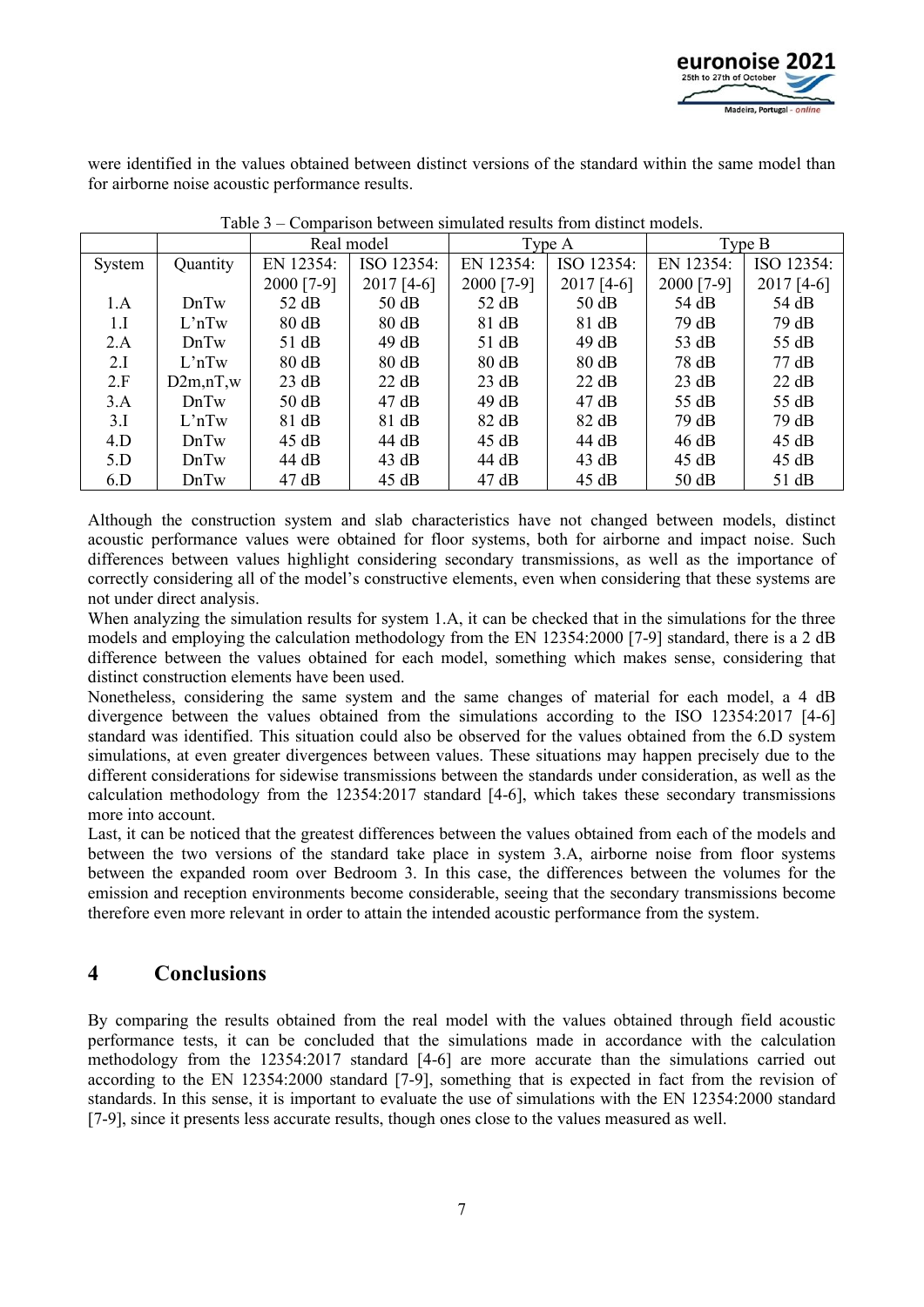were identified in the values obtained between distinct versions of the standard within the same model than for airborne noise acoustic performance results.

Table 3 – Comparison between simulated results from distinct models.

| | | Real model | | Type A | | Type B | |
|---|---|---|---|---|---|---|---|
| System | Quantity | EN 12354: 2000 [7-9] | ISO 12354: 2017 [4-6] | EN 12354: 2000 [7-9] | ISO 12354: 2017 [4-6] | EN 12354: 2000 [7-9] | ISO 12354: 2017 [4-6] |
| 1.A | DnTw | 52 dB | 50 dB | 52 dB | 50 dB | 54 dB | 54 dB |
| 1.I | L'nTw | 80 dB | 80 dB | 81 dB | 81 dB | 79 dB | 79 dB |
| 2.A | DnTw | 51 dB | 49 dB | 51 dB | 49 dB | 53 dB | 55 dB |
| 2.I | L'nTw | 80 dB | 80 dB | 80 dB | 80 dB | 78 dB | 77 dB |
| 2.F | D2m,nT,w | 23 dB | 22 dB | 23 dB | 22 dB | 23 dB | 22 dB |
| 3.A | DnTw | 50 dB | 47 dB | 49 dB | 47 dB | 55 dB | 55 dB |
| 3.I | L'nTw | 81 dB | 81 dB | 82 dB | 82 dB | 79 dB | 79 dB |
| 4.D | DnTw | 45 dB | 44 dB | 45 dB | 44 dB | 46 dB | 45 dB |
| 5.D | DnTw | 44 dB | 43 dB | 44 dB | 43 dB | 45 dB | 45 dB |
| 6.D | DnTw | 47 dB | 45 dB | 47 dB | 45 dB | 50 dB | 51 dB |

Although the construction system and slab characteristics have not changed between models, distinct acoustic performance values were obtained for floor systems, both for airborne and impact noise. Such differences between values highlight considering secondary transmissions, as well as the importance of correctly considering all of the model's constructive elements, even when considering that these systems are not under direct analysis.

When analyzing the simulation results for system 1.A, it can be checked that in the simulations for the three models and employing the calculation methodology from the EN 12354:2000 [7-9] standard, there is a 2 dB difference between the values obtained for each model, something which makes sense, considering that distinct construction elements have been used.

Nonetheless, considering the same system and the same changes of material for each model, a 4 dB divergence between the values obtained from the simulations according to the ISO 12354:2017 [4-6] standard was identified. This situation could also be observed for the values obtained from the 6.D system simulations, at even greater divergences between values. These situations may happen precisely due to the different considerations for sidewise transmissions between the standards under consideration, as well as the calculation methodology from the 12354:2017 standard [4-6], which takes these secondary transmissions more into account.

Last, it can be noticed that the greatest differences between the values obtained from each of the models and between the two versions of the standard take place in system 3.A, airborne noise from floor systems between the expanded room over Bedroom 3. In this case, the differences between the volumes for the emission and reception environments become considerable, seeing that the secondary transmissions become therefore even more relevant in order to attain the intended acoustic performance from the system.

## 4 Conclusions

By comparing the results obtained from the real model with the values obtained through field acoustic performance tests, it can be concluded that the simulations made in accordance with the calculation methodology from the 12354:2017 standard [4-6] are more accurate than the simulations carried out according to the EN 12354:2000 standard [7-9], something that is expected in fact from the revision of standards. In this sense, it is important to evaluate the use of simulations with the EN 12354:2000 standard [7-9], since it presents less accurate results, though ones close to the values measured as well.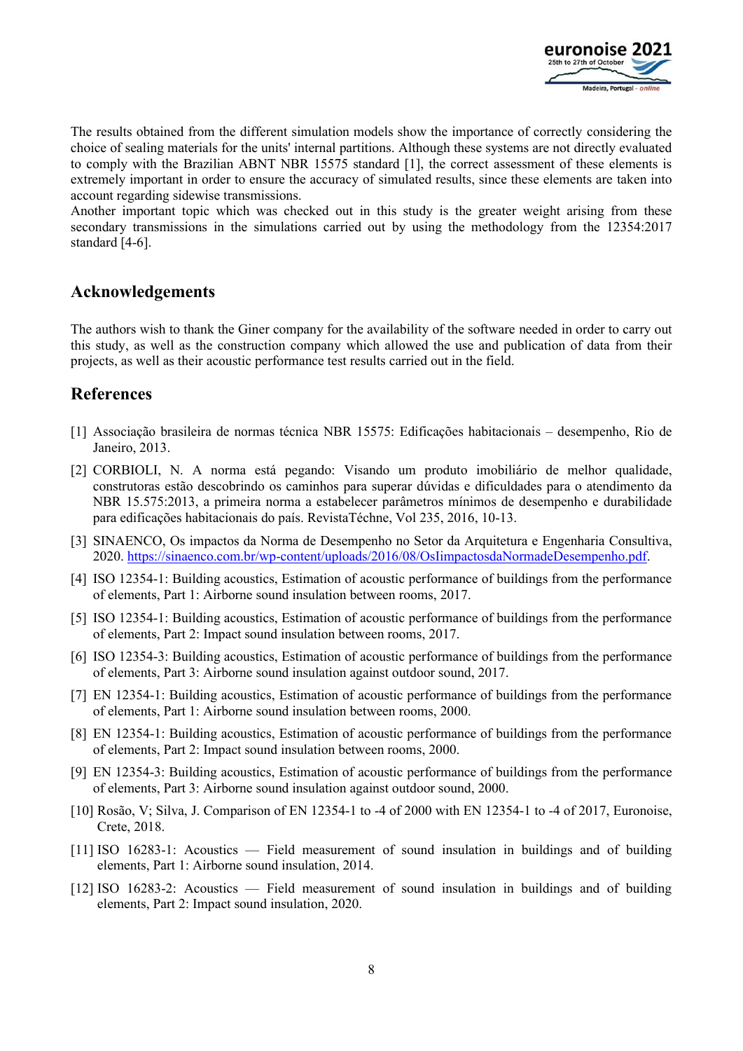The results obtained from the different simulation models show the importance of correctly considering the choice of sealing materials for the units' internal partitions. Although these systems are not directly evaluated to comply with the Brazilian ABNT NBR 15575 standard [1], the correct assessment of these elements is extremely important in order to ensure the accuracy of simulated results, since these elements are taken into account regarding sidewise transmissions.
Another important topic which was checked out in this study is the greater weight arising from these secondary transmissions in the simulations carried out by using the methodology from the 12354:2017 standard [4-6].

## Acknowledgements

The authors wish to thank the Giner company for the availability of the software needed in order to carry out this study, as well as the construction company which allowed the use and publication of data from their projects, as well as their acoustic performance test results carried out in the field.

## References

[1] Associação brasileira de normas técnica NBR 15575: Edificações habitacionais – desempenho, Rio de Janeiro, 2013.

[2] CORBIOLI, N. A norma está pegando: Visando um produto imobiliário de melhor qualidade, construtoras estão descobrindo os caminhos para superar dúvidas e dificuldades para o atendimento da NBR 15.575:2013, a primeira norma a estabelecer parâmetros mínimos de desempenho e durabilidade para edificações habitacionais do país. RevistaTéchne, Vol 235, 2016, 10-13.

[3] SINAENCO, Os impactos da Norma de Desempenho no Setor da Arquitetura e Engenharia Consultiva, 2020. https://sinaenco.com.br/wp-content/uploads/2016/08/OsIimpactosdaNormadeDesempenho.pdf.

[4] ISO 12354-1: Building acoustics, Estimation of acoustic performance of buildings from the performance of elements, Part 1: Airborne sound insulation between rooms, 2017.

[5] ISO 12354-1: Building acoustics, Estimation of acoustic performance of buildings from the performance of elements, Part 2: Impact sound insulation between rooms, 2017.

[6] ISO 12354-3: Building acoustics, Estimation of acoustic performance of buildings from the performance of elements, Part 3: Airborne sound insulation against outdoor sound, 2017.

[7] EN 12354-1: Building acoustics, Estimation of acoustic performance of buildings from the performance of elements, Part 1: Airborne sound insulation between rooms, 2000.

[8] EN 12354-1: Building acoustics, Estimation of acoustic performance of buildings from the performance of elements, Part 2: Impact sound insulation between rooms, 2000.

[9] EN 12354-3: Building acoustics, Estimation of acoustic performance of buildings from the performance of elements, Part 3: Airborne sound insulation against outdoor sound, 2000.

[10] Rosão, V; Silva, J. Comparison of EN 12354-1 to -4 of 2000 with EN 12354-1 to -4 of 2017, Euronoise, Crete, 2018.

[11] ISO 16283-1: Acoustics — Field measurement of sound insulation in buildings and of building elements, Part 1: Airborne sound insulation, 2014.

[12] ISO 16283-2: Acoustics — Field measurement of sound insulation in buildings and of building elements, Part 2: Impact sound insulation, 2020.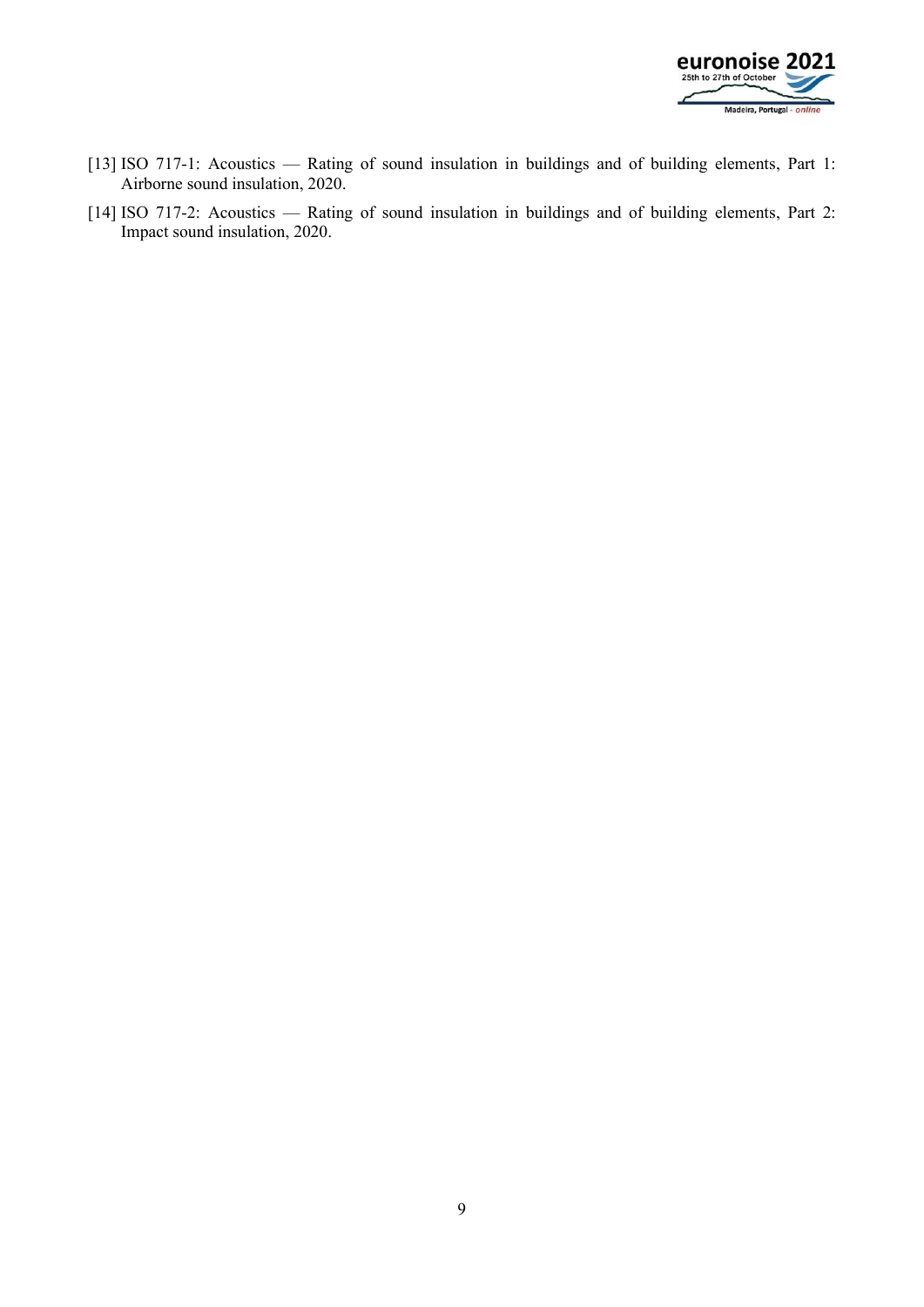[13] ISO 717-1: Acoustics — Rating of sound insulation in buildings and of building elements, Part 1: Airborne sound insulation, 2020.

[14] ISO 717-2: Acoustics — Rating of sound insulation in buildings and of building elements, Part 2: Impact sound insulation, 2020.